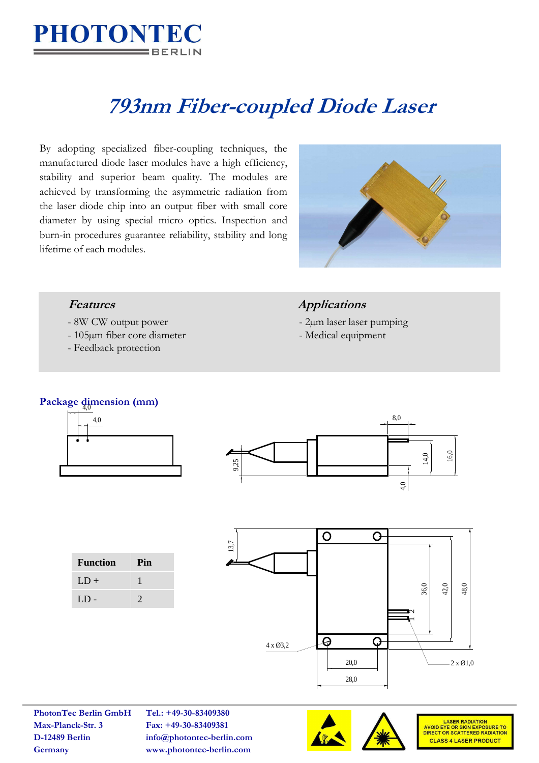# 793nm Fiber-coupled Diode Laser

By adopting specialized fiber-coupling techniques, the manufactured diode laser modules have a high efficiency, stability and superior beam quality. The modules are achieved by transforming the asymmetric radiation from the laser diode chip into an output fiber with small core diameter by using special micro optics. Inspection and burn-in procedures guarantee reliability, stability and long lifetime of each modules.

### *Features*

- 8W CW output power
- 105µm fiber core diameter
- Feedback protection

### *Applications*

- 2µm laser laser pumping
- Medical equipment

### Package dimension (mm)

| Function | Pin |
| --- | --- |
| LD + | 1 |
| LD - | 2 |

PhotonTec Berlin GmbH
Max-Planck-Str. 3
D-12489 Berlin
Germany

Tel.: +49-30-83409380
Fax: +49-30-83409381
info@photontec-berlin.com
www.photontec-berlin.com

LASER RADIATION
AVOID EYE OR SKIN EXPOSURE TO DIRECT OR SCATTERED RADIATION
CLASS 4 LASER PRODUCT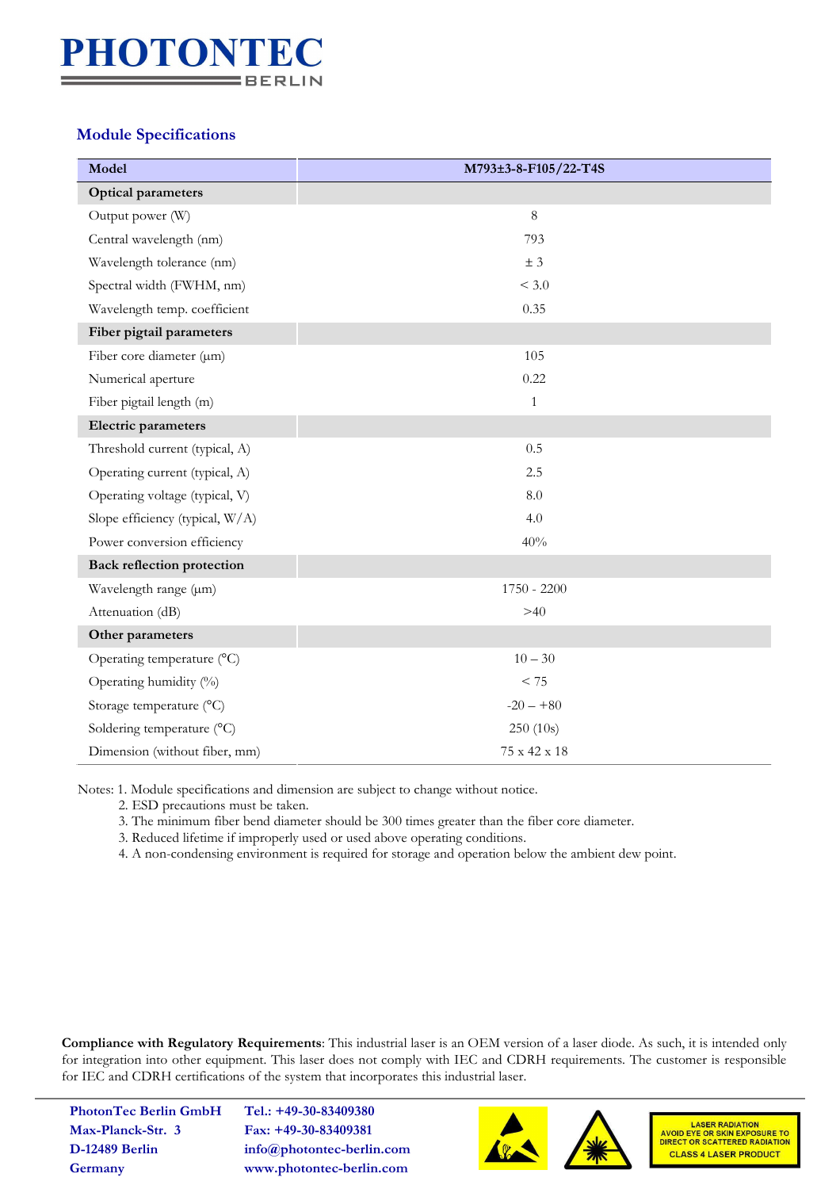## Module Specifications

| Model | M793±3-8-F105/22-T4S |
|---|---|
| **Optical parameters** | |
| Output power (W) | 8 |
| Central wavelength (nm) | 793 |
| Wavelength tolerance (nm) | ± 3 |
| Spectral width (FWHM, nm) | < 3.0 |
| Wavelength temp. coefficient | 0.35 |
| **Fiber pigtail parameters** | |
| Fiber core diameter (µm) | 105 |
| Numerical aperture | 0.22 |
| Fiber pigtail length (m) | 1 |
| **Electric parameters** | |
| Threshold current (typical, A) | 0.5 |
| Operating current (typical, A) | 2.5 |
| Operating voltage (typical, V) | 8.0 |
| Slope efficiency (typical, W/A) | 4.0 |
| Power conversion efficiency | 40% |
| **Back reflection protection** | |
| Wavelength range (µm) | 1750 - 2200 |
| Attenuation (dB) | >40 |
| **Other parameters** | |
| Operating temperature (°C) | 10 – 30 |
| Operating humidity (%) | < 75 |
| Storage temperature (°C) | -20 – +80 |
| Soldering temperature (°C) | 250 (10s) |
| Dimension (without fiber, mm) | 75 x 42 x 18 |

Notes: 1. Module specifications and dimension are subject to change without notice.
2. ESD precautions must be taken.
3. The minimum fiber bend diameter should be 300 times greater than the fiber core diameter.
3. Reduced lifetime if improperly used or used above operating conditions.
4. A non-condensing environment is required for storage and operation below the ambient dew point.

**Compliance with Regulatory Requirements**: This industrial laser is an OEM version of a laser diode. As such, it is intended only for integration into other equipment. This laser does not comply with IEC and CDRH requirements. The customer is responsible for IEC and CDRH certifications of the system that incorporates this industrial laser.

**PhotonTec Berlin GmbH**
**Max-Planck-Str. 3**
**D-12489 Berlin**
**Germany**

**Tel.: +49-30-83409380**
**Fax: +49-30-83409381**
**info@photontec-berlin.com**
**www.photontec-berlin.com**

LASER RADIATION
AVOID EYE OR SKIN EXPOSURE TO DIRECT OR SCATTERED RADIATION
CLASS 4 LASER PRODUCT